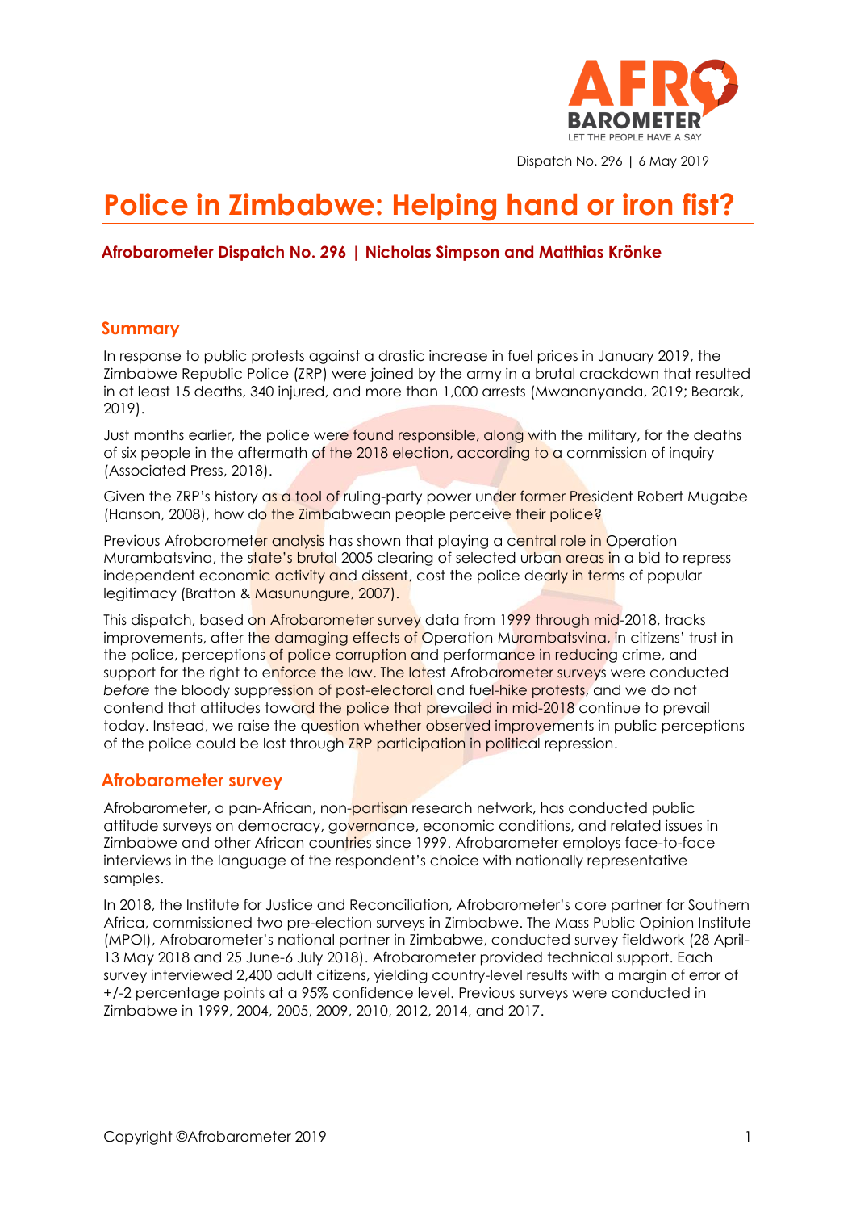Dispatch No. 296 | 6 May 2019

# Police in Zimbabwe: Helping hand or iron fist?

**Afrobarometer Dispatch No. 296 | Nicholas Simpson and Matthias Krönke**

## Summary

In response to public protests against a drastic increase in fuel prices in January 2019, the Zimbabwe Republic Police (ZRP) were joined by the army in a brutal crackdown that resulted in at least 15 deaths, 340 injured, and more than 1,000 arrests (Mwananyanda, 2019; Bearak, 2019).

Just months earlier, the police were found responsible, along with the military, for the deaths of six people in the aftermath of the 2018 election, according to a commission of inquiry (Associated Press, 2018).

Given the ZRP's history as a tool of ruling-party power under former President Robert Mugabe (Hanson, 2008), how do the Zimbabwean people perceive their police?

Previous Afrobarometer analysis has shown that playing a central role in Operation Murambatsvina, the state's brutal 2005 clearing of selected urban areas in a bid to repress independent economic activity and dissent, cost the police dearly in terms of popular legitimacy (Bratton & Masunungure, 2007).

This dispatch, based on Afrobarometer survey data from 1999 through mid-2018, tracks improvements, after the damaging effects of Operation Murambatsvina, in citizens' trust in the police, perceptions of police corruption and performance in reducing crime, and support for the right to enforce the law. The latest Afrobarometer surveys were conducted *before* the bloody suppression of post-electoral and fuel-hike protests, and we do not contend that attitudes toward the police that prevailed in mid-2018 continue to prevail today. Instead, we raise the question whether observed improvements in public perceptions of the police could be lost through ZRP participation in political repression.

## Afrobarometer survey

Afrobarometer, a pan-African, non-partisan research network, has conducted public attitude surveys on democracy, governance, economic conditions, and related issues in Zimbabwe and other African countries since 1999. Afrobarometer employs face-to-face interviews in the language of the respondent's choice with nationally representative samples.

In 2018, the Institute for Justice and Reconciliation, Afrobarometer's core partner for Southern Africa, commissioned two pre-election surveys in Zimbabwe. The Mass Public Opinion Institute (MPOI), Afrobarometer's national partner in Zimbabwe, conducted survey fieldwork (28 April-13 May 2018 and 25 June-6 July 2018). Afrobarometer provided technical support. Each survey interviewed 2,400 adult citizens, yielding country-level results with a margin of error of +/-2 percentage points at a 95% confidence level. Previous surveys were conducted in Zimbabwe in 1999, 2004, 2005, 2009, 2010, 2012, 2014, and 2017.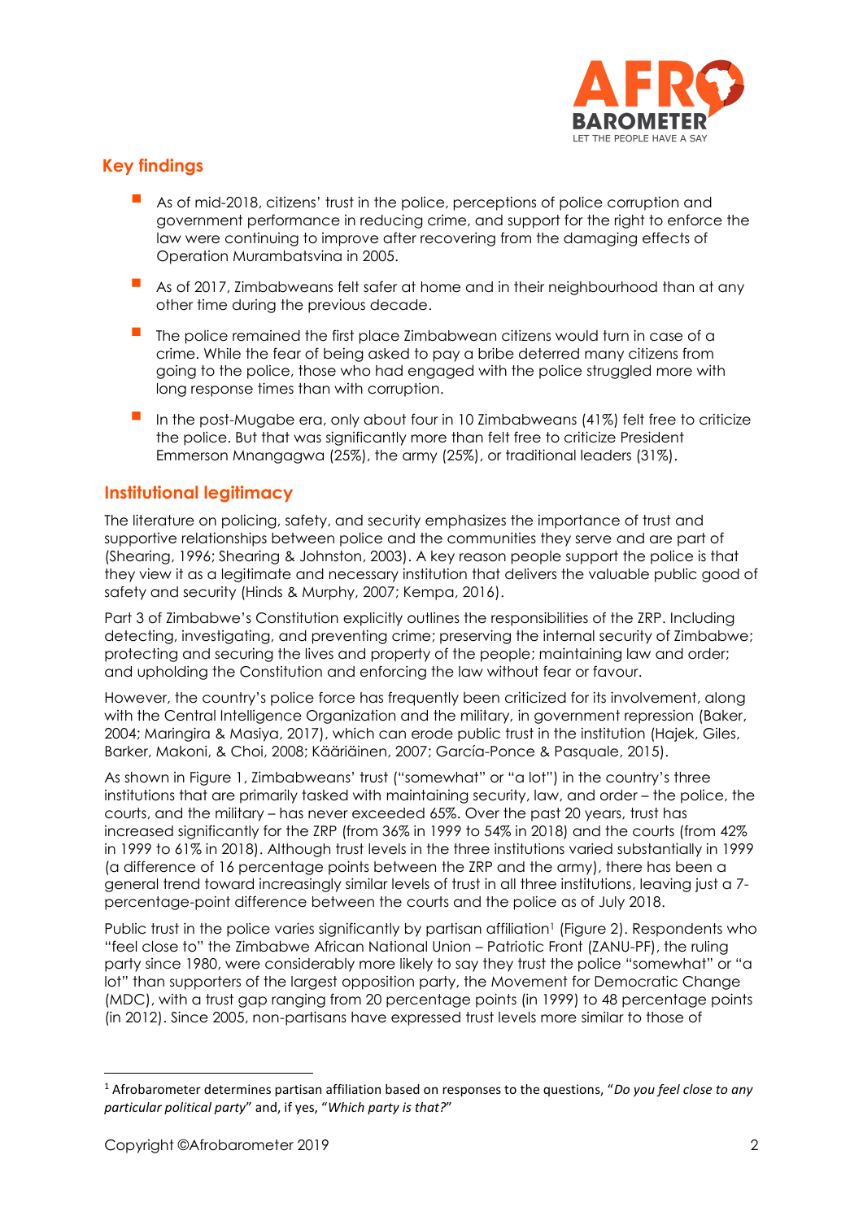## Key findings

- As of mid-2018, citizens' trust in the police, perceptions of police corruption and government performance in reducing crime, and support for the right to enforce the law were continuing to improve after recovering from the damaging effects of Operation Murambatsvina in 2005.
- As of 2017, Zimbabweans felt safer at home and in their neighbourhood than at any other time during the previous decade.
- The police remained the first place Zimbabwean citizens would turn in case of a crime. While the fear of being asked to pay a bribe deterred many citizens from going to the police, those who had engaged with the police struggled more with long response times than with corruption.
- In the post-Mugabe era, only about four in 10 Zimbabweans (41%) felt free to criticize the police. But that was significantly more than felt free to criticize President Emmerson Mnangagwa (25%), the army (25%), or traditional leaders (31%).

## Institutional legitimacy

The literature on policing, safety, and security emphasizes the importance of trust and supportive relationships between police and the communities they serve and are part of (Shearing, 1996; Shearing & Johnston, 2003). A key reason people support the police is that they view it as a legitimate and necessary institution that delivers the valuable public good of safety and security (Hinds & Murphy, 2007; Kempa, 2016).

Part 3 of Zimbabwe's Constitution explicitly outlines the responsibilities of the ZRP. Including detecting, investigating, and preventing crime; preserving the internal security of Zimbabwe; protecting and securing the lives and property of the people; maintaining law and order; and upholding the Constitution and enforcing the law without fear or favour.

However, the country's police force has frequently been criticized for its involvement, along with the Central Intelligence Organization and the military, in government repression (Baker, 2004; Maringira & Masiya, 2017), which can erode public trust in the institution (Hajek, Giles, Barker, Makoni, & Choi, 2008; Kääriäinen, 2007; García-Ponce & Pasquale, 2015).

As shown in Figure 1, Zimbabweans' trust ("somewhat" or "a lot") in the country's three institutions that are primarily tasked with maintaining security, law, and order – the police, the courts, and the military – has never exceeded 65%. Over the past 20 years, trust has increased significantly for the ZRP (from 36% in 1999 to 54% in 2018) and the courts (from 42% in 1999 to 61% in 2018). Although trust levels in the three institutions varied substantially in 1999 (a difference of 16 percentage points between the ZRP and the army), there has been a general trend toward increasingly similar levels of trust in all three institutions, leaving just a 7-percentage-point difference between the courts and the police as of July 2018.

Public trust in the police varies significantly by partisan affiliation[1] (Figure 2). Respondents who "feel close to" the Zimbabwe African National Union – Patriotic Front (ZANU-PF), the ruling party since 1980, were considerably more likely to say they trust the police "somewhat" or "a lot" than supporters of the largest opposition party, the Movement for Democratic Change (MDC), with a trust gap ranging from 20 percentage points (in 1999) to 48 percentage points (in 2012). Since 2005, non-partisans have expressed trust levels more similar to those of

[1] Afrobarometer determines partisan affiliation based on responses to the questions, "*Do you feel close to any particular political party*" and, if yes, "*Which party is that?*"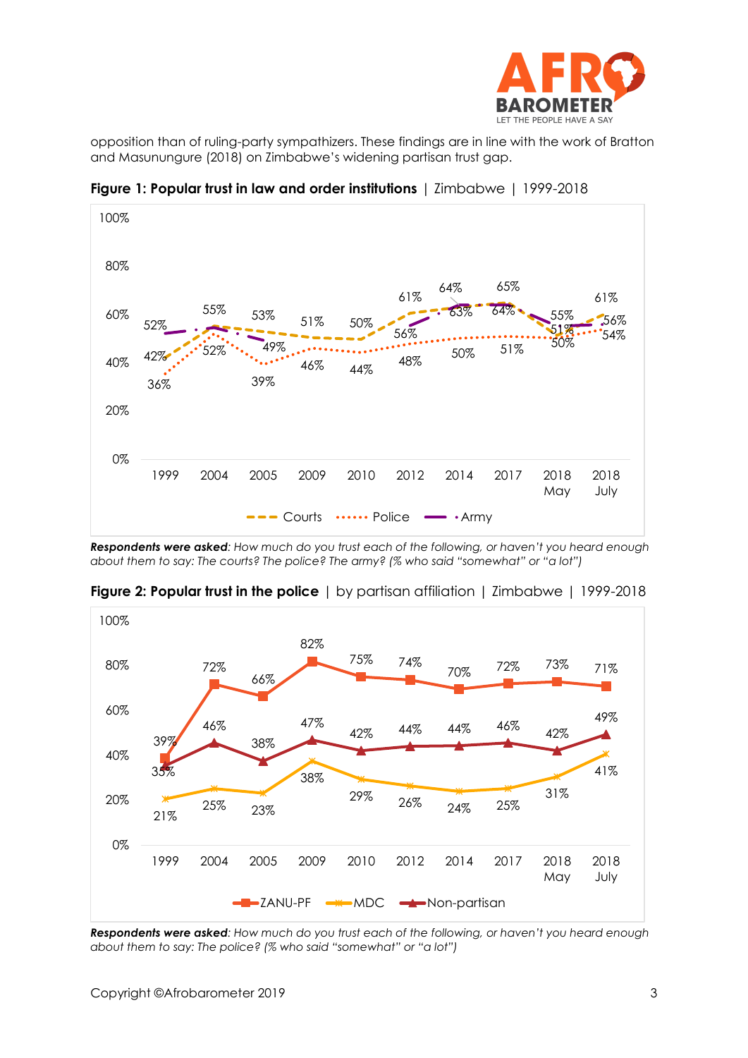opposition than of ruling-party sympathizers. These findings are in line with the work of Bratton and Masunungure (2018) on Zimbabwe's widening partisan trust gap.

**Figure 1: Popular trust in law and order institutions** | Zimbabwe | 1999-2018

| | 1999 | 2004 | 2005 | 2009 | 2010 | 2012 | 2014 | 2017 | 2018 May | 2018 July |
|---|---|---|---|---|---|---|---|---|---|---|
| Courts | 42% | 55% | 53% | 51% | 50% | 61% | 63% | 65% | 51% | 61% |
| Police | 36% | 52% | 39% | 46% | 44% | 48% | 50% | 51% | 50% | 54% |
| Army | 52% | 55% | 49% | | | 56% | 64% | 64% | 55% | 56% |

***Respondents were asked**: How much do you trust each of the following, or haven't you heard enough about them to say: The courts? The police? The army? (% who said "somewhat" or "a lot")*

**Figure 2: Popular trust in the police** | by partisan affiliation | Zimbabwe | 1999-2018

| | 1999 | 2004 | 2005 | 2009 | 2010 | 2012 | 2014 | 2017 | 2018 May | 2018 July |
|---|---|---|---|---|---|---|---|---|---|---|
| ZANU-PF | 39% | 72% | 66% | 82% | 75% | 74% | 70% | 72% | 73% | 71% |
| MDC | 21% | 25% | 23% | 38% | 29% | 26% | 24% | 25% | 31% | 41% |
| Non-partisan | 35% | 46% | 38% | 47% | 42% | 44% | 44% | 46% | 42% | 49% |

***Respondents were asked**: How much do you trust each of the following, or haven't you heard enough about them to say: The police? (% who said "somewhat" or "a lot")*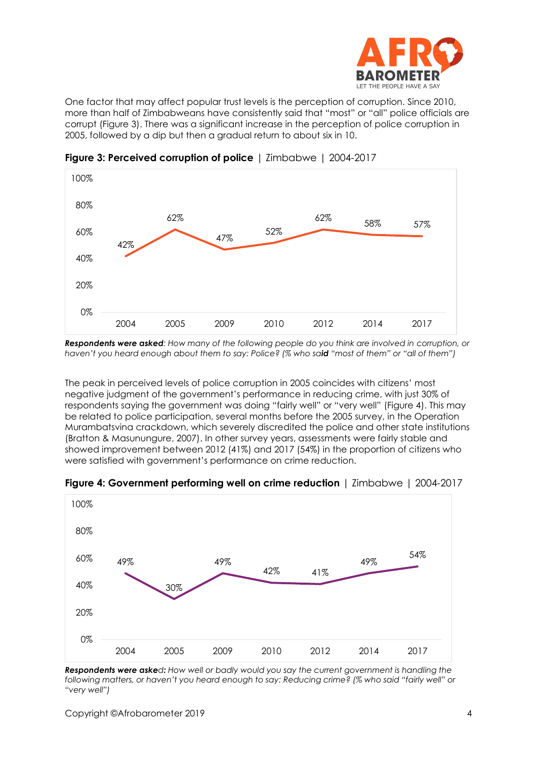One factor that may affect popular trust levels is the perception of corruption. Since 2010, more than half of Zimbabweans have consistently said that "most" or "all" police officials are corrupt (Figure 3). There was a significant increase in the perception of police corruption in 2005, followed by a dip but then a gradual return to about six in 10.

**Figure 3: Perceived corruption of police** | Zimbabwe | 2004-2017

| 2004 | 2005 | 2009 | 2010 | 2012 | 2014 | 2017 |
|---|---|---|---|---|---|---|
| 42% | 62% | 47% | 52% | 62% | 58% | 57% |

***Respondents were asked**: How many of the following people do you think are involved in corruption, or haven't you heard enough about them to say: Police? (% who said "most of them" or "all of them")*

The peak in perceived levels of police corruption in 2005 coincides with citizens' most negative judgment of the government's performance in reducing crime, with just 30% of respondents saying the government was doing "fairly well" or "very well" (Figure 4). This may be related to police participation, several months before the 2005 survey, in the Operation Murambatsvina crackdown, which severely discredited the police and other state institutions (Bratton & Masunungure, 2007). In other survey years, assessments were fairly stable and showed improvement between 2012 (41%) and 2017 (54%) in the proportion of citizens who were satisfied with government's performance on crime reduction.

**Figure 4: Government performing well on crime reduction** | Zimbabwe | 2004-2017

| 2004 | 2005 | 2009 | 2010 | 2012 | 2014 | 2017 |
|---|---|---|---|---|---|---|
| 49% | 30% | 49% | 42% | 41% | 49% | 54% |

***Respondents were asked**: How well or badly would you say the current government is handling the following matters, or haven't you heard enough to say: Reducing crime? (% who said "fairly well" or "very well")*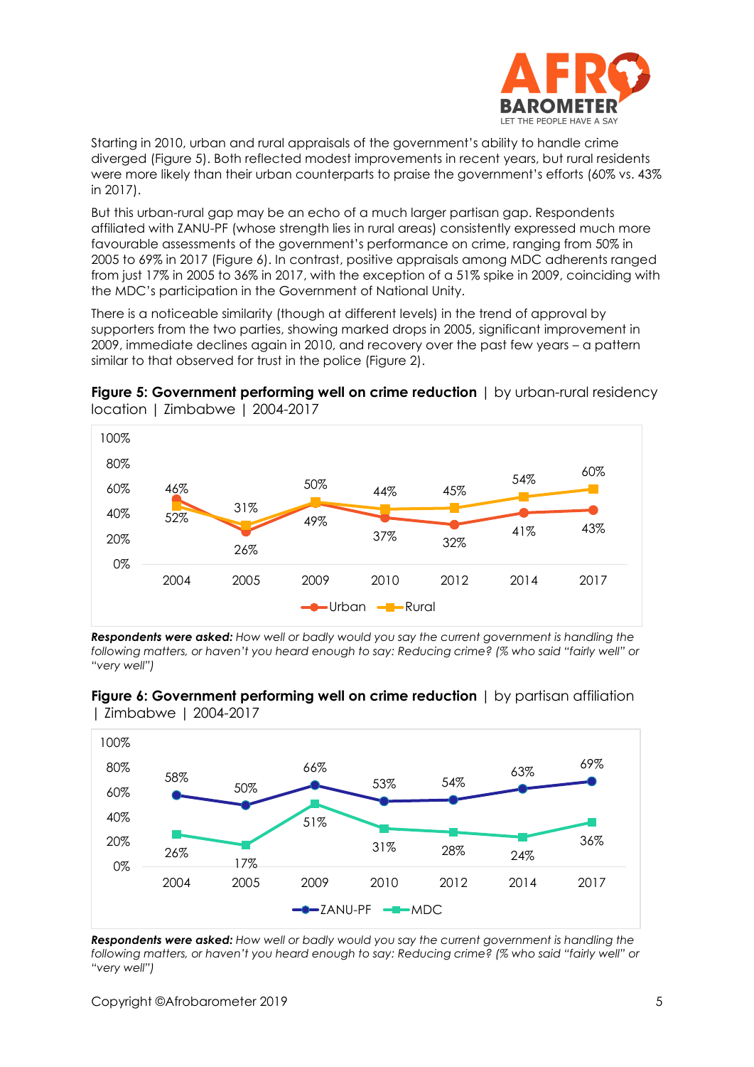Starting in 2010, urban and rural appraisals of the government's ability to handle crime diverged (Figure 5). Both reflected modest improvements in recent years, but rural residents were more likely than their urban counterparts to praise the government's efforts (60% vs. 43% in 2017).

But this urban-rural gap may be an echo of a much larger partisan gap. Respondents affiliated with ZANU-PF (whose strength lies in rural areas) consistently expressed much more favourable assessments of the government's performance on crime, ranging from 50% in 2005 to 69% in 2017 (Figure 6). In contrast, positive appraisals among MDC adherents ranged from just 17% in 2005 to 36% in 2017, with the exception of a 51% spike in 2009, coinciding with the MDC's participation in the Government of National Unity.

There is a noticeable similarity (though at different levels) in the trend of approval by supporters from the two parties, showing marked drops in 2005, significant improvement in 2009, immediate declines again in 2010, and recovery over the past few years – a pattern similar to that observed for trust in the police (Figure 2).

**Figure 5: Government performing well on crime reduction** | by urban-rural residency location | Zimbabwe | 2004-2017

| | 2004 | 2005 | 2009 | 2010 | 2012 | 2014 | 2017 |
|---|---|---|---|---|---|---|---|
| Urban | 52% | 26% | 49% | 37% | 32% | 41% | 43% |
| Rural | 46% | 31% | 50% | 44% | 45% | 54% | 60% |

***Respondents were asked:*** *How well or badly would you say the current government is handling the following matters, or haven't you heard enough to say: Reducing crime? (% who said "fairly well" or "very well")*

**Figure 6: Government performing well on crime reduction** | by partisan affiliation | Zimbabwe | 2004-2017

| | 2004 | 2005 | 2009 | 2010 | 2012 | 2014 | 2017 |
|---|---|---|---|---|---|---|---|
| ZANU-PF | 58% | 50% | 66% | 53% | 54% | 63% | 69% |
| MDC | 26% | 17% | 51% | 31% | 28% | 24% | 36% |

***Respondents were asked:*** *How well or badly would you say the current government is handling the following matters, or haven't you heard enough to say: Reducing crime? (% who said "fairly well" or "very well")*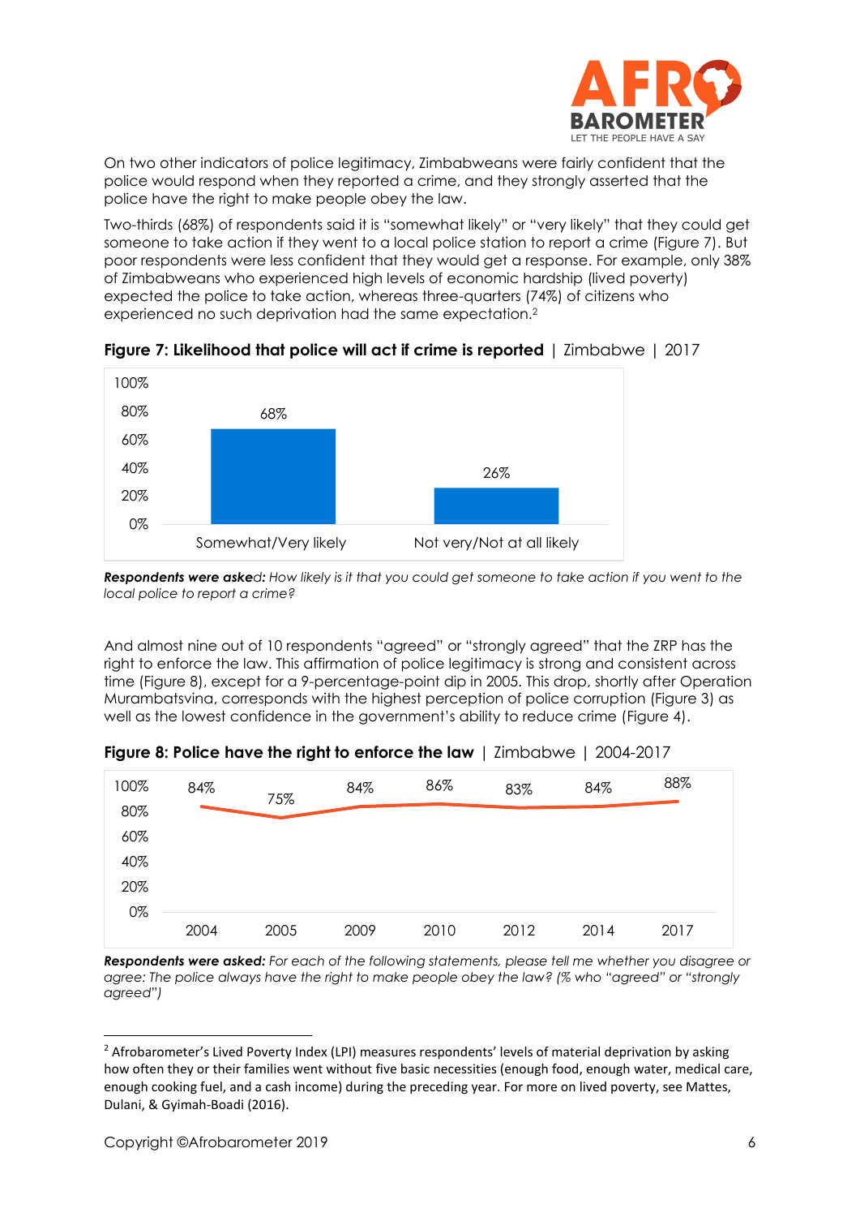On two other indicators of police legitimacy, Zimbabweans were fairly confident that the police would respond when they reported a crime, and they strongly asserted that the police have the right to make people obey the law.

Two-thirds (68%) of respondents said it is "somewhat likely" or "very likely" that they could get someone to take action if they went to a local police station to report a crime (Figure 7). But poor respondents were less confident that they would get a response. For example, only 38% of Zimbabweans who experienced high levels of economic hardship (lived poverty) expected the police to take action, whereas three-quarters (74%) of citizens who experienced no such deprivation had the same expectation.[2]

**Figure 7: Likelihood that police will act if crime is reported** | Zimbabwe | 2017

| Response | % |
|---|---|
| Somewhat/Very likely | 68% |
| Not very/Not at all likely | 26% |

***Respondents were asked:*** *How likely is it that you could get someone to take action if you went to the local police to report a crime?*

And almost nine out of 10 respondents "agreed" or "strongly agreed" that the ZRP has the right to enforce the law. This affirmation of police legitimacy is strong and consistent across time (Figure 8), except for a 9-percentage-point dip in 2005. This drop, shortly after Operation Murambatsvina, corresponds with the highest perception of police corruption (Figure 3) as well as the lowest confidence in the government's ability to reduce crime (Figure 4).

**Figure 8: Police have the right to enforce the law** | Zimbabwe | 2004-2017

| 2004 | 2005 | 2009 | 2010 | 2012 | 2014 | 2017 |
|---|---|---|---|---|---|---|
| 84% | 75% | 84% | 86% | 83% | 84% | 88% |

***Respondents were asked:*** *For each of the following statements, please tell me whether you disagree or agree: The police always have the right to make people obey the law? (% who "agreed" or "strongly agreed")*

---

[2] Afrobarometer's Lived Poverty Index (LPI) measures respondents' levels of material deprivation by asking how often they or their families went without five basic necessities (enough food, enough water, medical care, enough cooking fuel, and a cash income) during the preceding year. For more on lived poverty, see Mattes, Dulani, & Gyimah-Boadi (2016).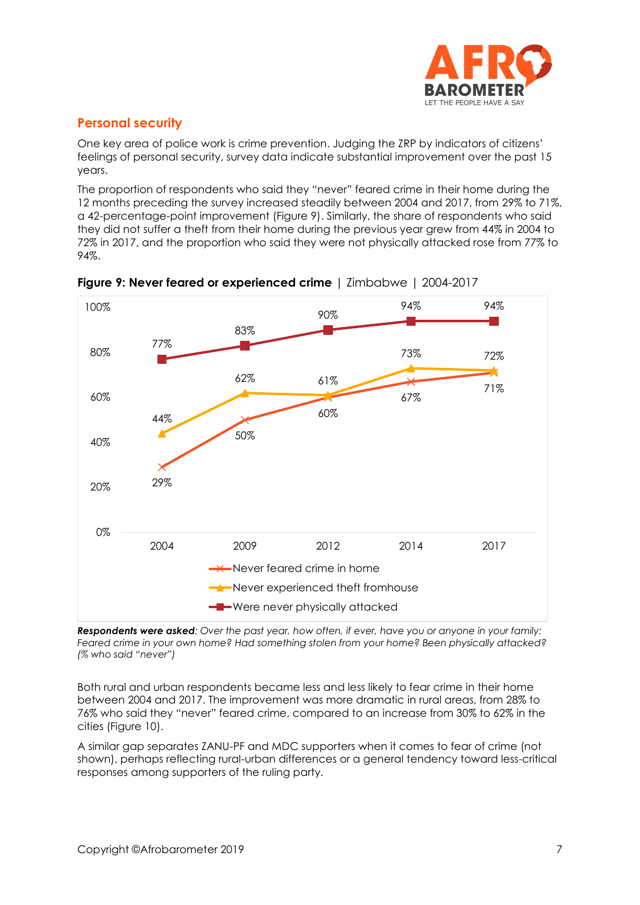## Personal security

One key area of police work is crime prevention. Judging the ZRP by indicators of citizens' feelings of personal security, survey data indicate substantial improvement over the past 15 years.

The proportion of respondents who said they "never" feared crime in their home during the 12 months preceding the survey increased steadily between 2004 and 2017, from 29% to 71%, a 42-percentage-point improvement (Figure 9). Similarly, the share of respondents who said they did not suffer a theft from their home during the previous year grew from 44% in 2004 to 72% in 2017, and the proportion who said they were not physically attacked rose from 77% to 94%.

**Figure 9: Never feared or experienced crime** | Zimbabwe | 2004-2017

| | 2004 | 2009 | 2012 | 2014 | 2017 |
|---|---|---|---|---|---|
| Never feared crime in home | 29% | 50% | 60% | 67% | 71% |
| Never experienced theft fromhouse | 44% | 62% | 61% | 73% | 72% |
| Were never physically attacked | 77% | 83% | 90% | 94% | 94% |

***Respondents were asked**: Over the past year, how often, if ever, have you or anyone in your family: Feared crime in your own home? Had something stolen from your home? Been physically attacked? (% who said "never")*

Both rural and urban respondents became less and less likely to fear crime in their home between 2004 and 2017. The improvement was more dramatic in rural areas, from 28% to 76% who said they "never" feared crime, compared to an increase from 30% to 62% in the cities (Figure 10).

A similar gap separates ZANU-PF and MDC supporters when it comes to fear of crime (not shown), perhaps reflecting rural-urban differences or a general tendency toward less-critical responses among supporters of the ruling party.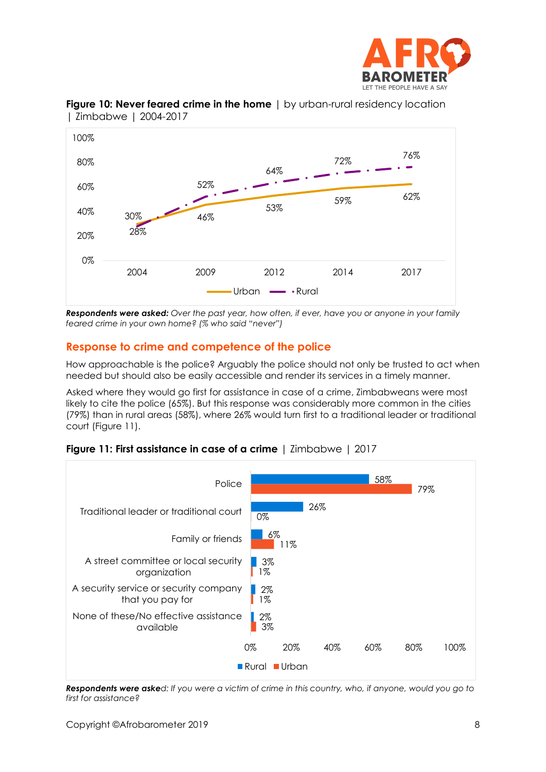**Figure 10: Never feared crime in the home** | by urban-rural residency location | Zimbabwe | 2004-2017

| | 2004 | 2009 | 2012 | 2014 | 2017 |
|---|---|---|---|---|---|
| Urban | 30% | 46% | 53% | 59% | 62% |
| Rural | 28% | 52% | 64% | 72% | 76% |

***Respondents were asked:*** *Over the past year, how often, if ever, have you or anyone in your family feared crime in your own home? (% who said "never")*

## Response to crime and competence of the police

How approachable is the police? Arguably the police should not only be trusted to act when needed but should also be easily accessible and render its services in a timely manner.

Asked where they would go first for assistance in case of a crime, Zimbabweans were most likely to cite the police (65%). But this response was considerably more common in the cities (79%) than in rural areas (58%), where 26% would turn first to a traditional leader or traditional court (Figure 11).

**Figure 11: First assistance in case of a crime** | Zimbabwe | 2017

| | Rural | Urban |
|---|---|---|
| Police | 58% | 79% |
| Traditional leader or traditional court | 26% | 0% |
| Family or friends | 6% | 11% |
| A street committee or local security organization | 3% | 1% |
| A security service or security company that you pay for | 2% | 1% |
| None of these/No effective assistance available | 2% | 3% |

***Respondents were asked:*** *If you were a victim of crime in this country, who, if anyone, would you go to first for assistance?*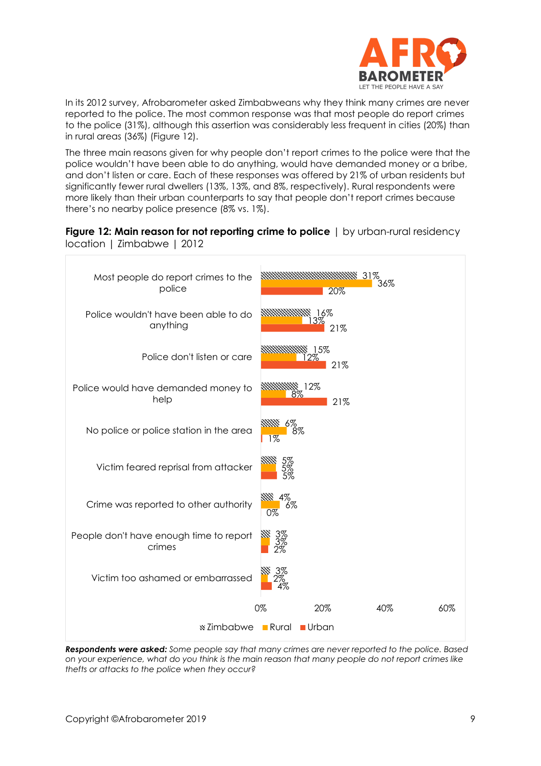In its 2012 survey, Afrobarometer asked Zimbabweans why they think many crimes are never reported to the police. The most common response was that most people do report crimes to the police (31%), although this assertion was considerably less frequent in cities (20%) than in rural areas (36%) (Figure 12).

The three main reasons given for why people don't report crimes to the police were that the police wouldn't have been able to do anything, would have demanded money or a bribe, and don't listen or care. Each of these responses was offered by 21% of urban residents but significantly fewer rural dwellers (13%, 13%, and 8%, respectively). Rural respondents were more likely than their urban counterparts to say that people don't report crimes because there's no nearby police presence (8% vs. 1%).

**Figure 12: Main reason for not reporting crime to police** | by urban-rural residency location | Zimbabwe | 2012

| | Zimbabwe | Rural | Urban |
|---|---|---|---|
| Most people do report crimes to the police | 31% | 36% | 20% |
| Police wouldn't have been able to do anything | 16% | 13% | 21% |
| Police don't listen or care | 15% | 12% | 21% |
| Police would have demanded money to help | 12% | 8% | 21% |
| No police or police station in the area | 6% | 8% | 1% |
| Victim feared reprisal from attacker | 5% | 5% | 5% |
| Crime was reported to other authority | 4% | 6% | 0% |
| People don't have enough time to report crimes | 3% | 3% | 2% |
| Victim too ashamed or embarrassed | 3% | 2% | 4% |

***Respondents were asked:*** *Some people say that many crimes are never reported to the police. Based on your experience, what do you think is the main reason that many people do not report crimes like thefts or attacks to the police when they occur?*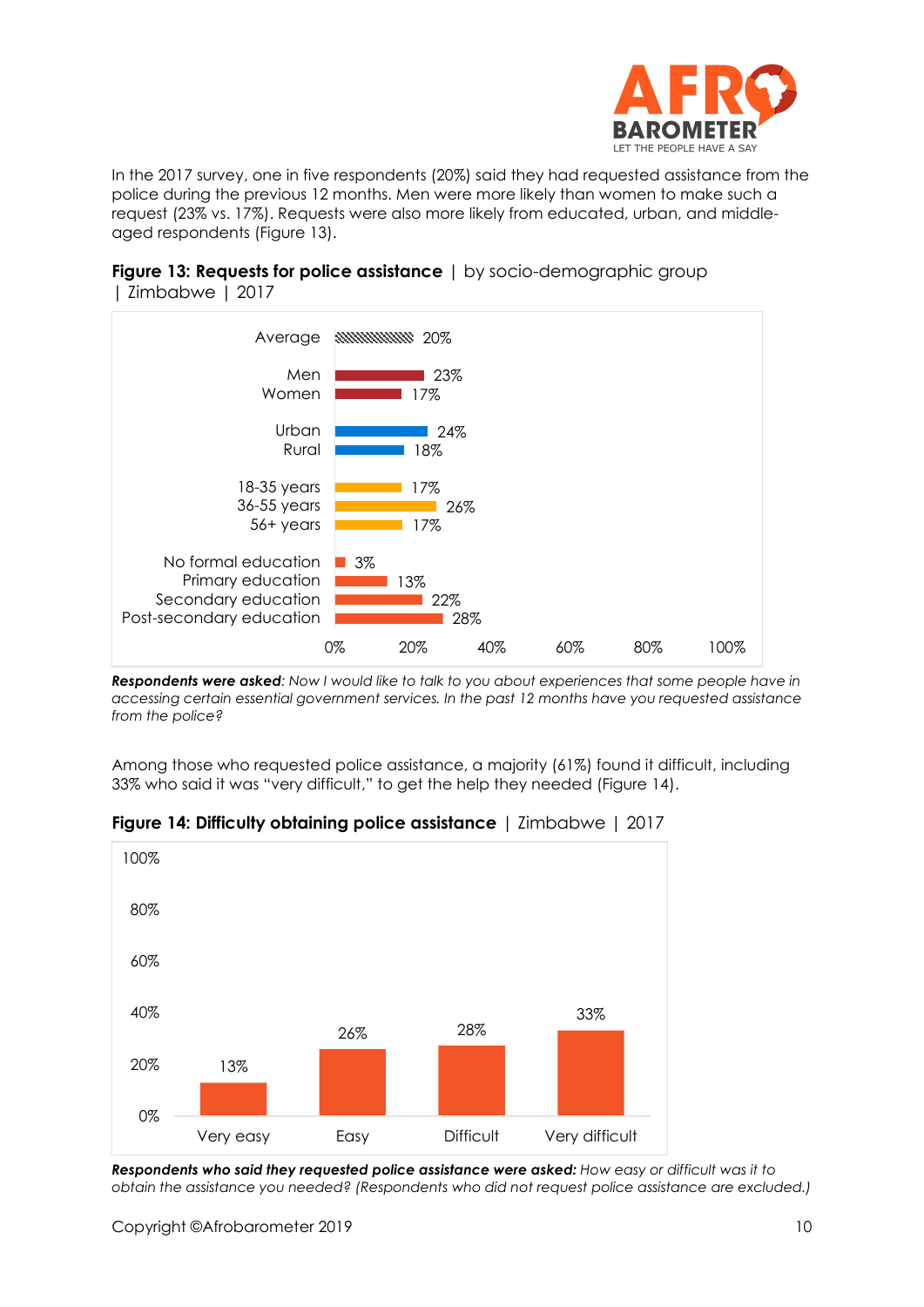In the 2017 survey, one in five respondents (20%) said they had requested assistance from the police during the previous 12 months. Men were more likely than women to make such a request (23% vs. 17%). Requests were also more likely from educated, urban, and middle-aged respondents (Figure 13).

**Figure 13: Requests for police assistance** | by socio-demographic group | Zimbabwe | 2017

| Group | Requested assistance |
|---|---|
| Average | 20% |
| Men | 23% |
| Women | 17% |
| Urban | 24% |
| Rural | 18% |
| 18-35 years | 17% |
| 36-55 years | 26% |
| 56+ years | 17% |
| No formal education | 3% |
| Primary education | 13% |
| Secondary education | 22% |
| Post-secondary education | 28% |

***Respondents were asked****: Now I would like to talk to you about experiences that some people have in accessing certain essential government services. In the past 12 months have you requested assistance from the police?*

Among those who requested police assistance, a majority (61%) found it difficult, including 33% who said it was "very difficult," to get the help they needed (Figure 14).

**Figure 14: Difficulty obtaining police assistance** | Zimbabwe | 2017

| Very easy | Easy | Difficult | Very difficult |
|---|---|---|---|
| 13% | 26% | 28% | 33% |

***Respondents who said they requested police assistance were asked:*** *How easy or difficult was it to obtain the assistance you needed? (Respondents who did not request police assistance are excluded.)*

Copyright ©Afrobarometer 2019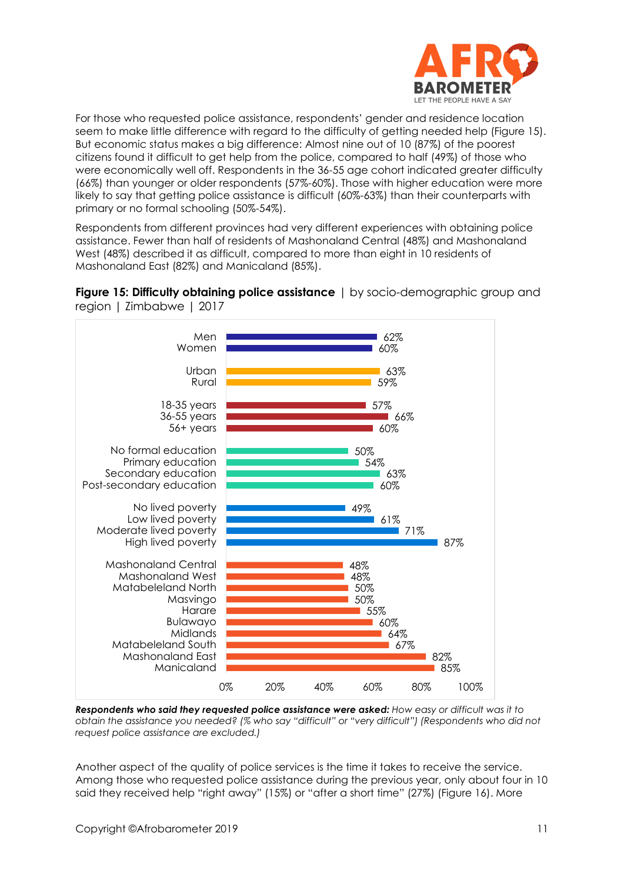For those who requested police assistance, respondents' gender and residence location seem to make little difference with regard to the difficulty of getting needed help (Figure 15). But economic status makes a big difference: Almost nine out of 10 (87%) of the poorest citizens found it difficult to get help from the police, compared to half (49%) of those who were economically well off. Respondents in the 36-55 age cohort indicated greater difficulty (66%) than younger or older respondents (57%-60%). Those with higher education were more likely to say that getting police assistance is difficult (60%-63%) than their counterparts with primary or no formal schooling (50%-54%).

Respondents from different provinces had very different experiences with obtaining police assistance. Fewer than half of residents of Mashonaland Central (48%) and Mashonaland West (48%) described it as difficult, compared to more than eight in 10 residents of Mashonaland East (82%) and Manicaland (85%).

**Figure 15: Difficulty obtaining police assistance** | by socio-demographic group and region | Zimbabwe | 2017

| Group | % difficult |
|---|---|
| Men | 62% |
| Women | 60% |
| Urban | 63% |
| Rural | 59% |
| 18-35 years | 57% |
| 36-55 years | 66% |
| 56+ years | 60% |
| No formal education | 50% |
| Primary education | 54% |
| Secondary education | 63% |
| Post-secondary education | 60% |
| No lived poverty | 49% |
| Low lived poverty | 61% |
| Moderate lived poverty | 71% |
| High lived poverty | 87% |
| Mashonaland Central | 48% |
| Mashonaland West | 48% |
| Matabeleland North | 50% |
| Masvingo | 50% |
| Harare | 55% |
| Bulawayo | 60% |
| Midlands | 64% |
| Matabeleland South | 67% |
| Mashonaland East | 82% |
| Manicaland | 85% |

***Respondents who said they requested police assistance were asked:*** *How easy or difficult was it to obtain the assistance you needed? (% who say "difficult" or "very difficult") (Respondents who did not request police assistance are excluded.)*

Another aspect of the quality of police services is the time it takes to receive the service. Among those who requested police assistance during the previous year, only about four in 10 said they received help "right away" (15%) or "after a short time" (27%) (Figure 16). More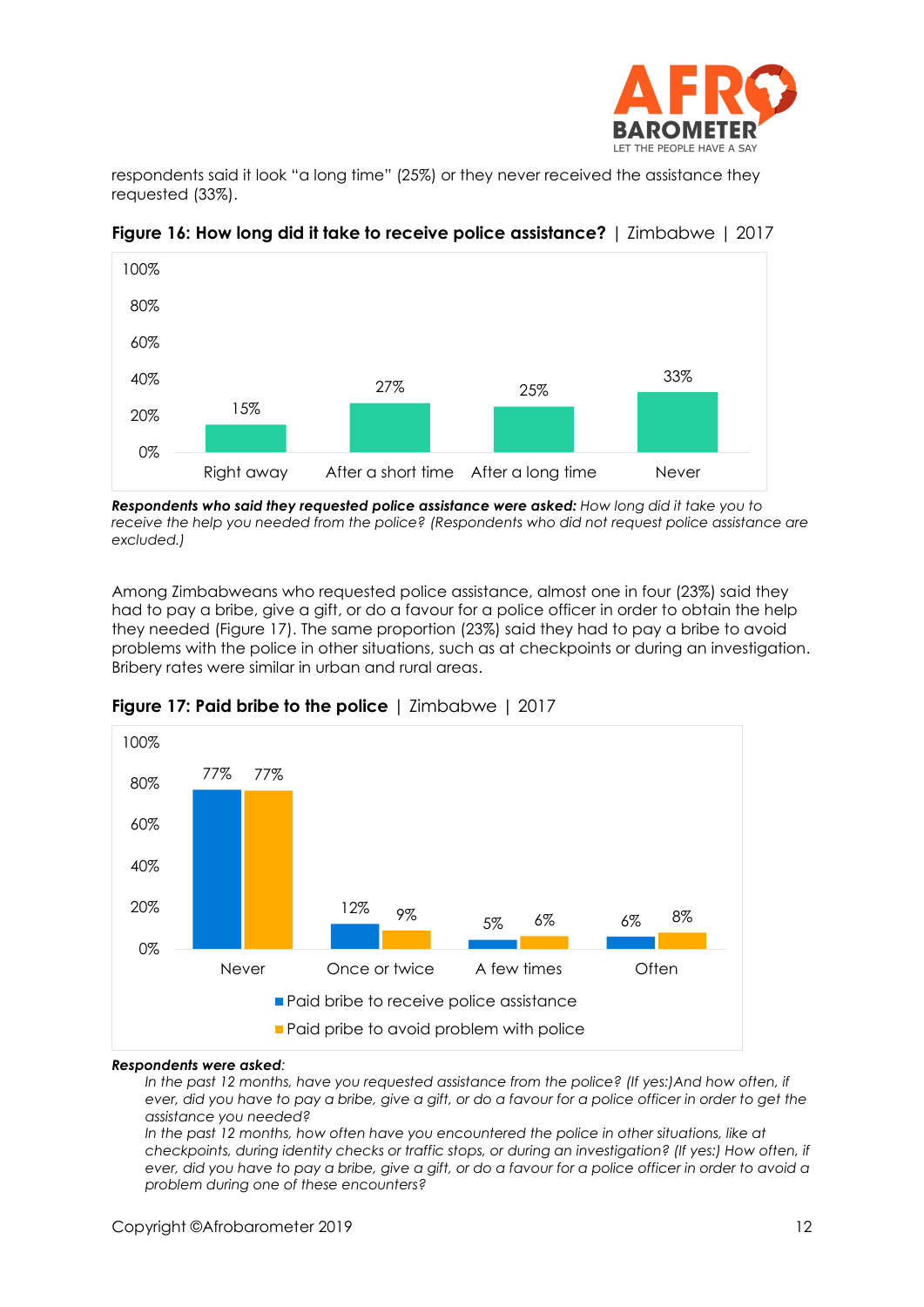respondents said it look "a long time" (25%) or they never received the assistance they requested (33%).

**Figure 16: How long did it take to receive police assistance?** | Zimbabwe | 2017

| Right away | After a short time | After a long time | Never |
|---|---|---|---|
| 15% | 27% | 25% | 33% |

***Respondents who said they requested police assistance were asked:*** *How long did it take you to receive the help you needed from the police? (Respondents who did not request police assistance are excluded.)*

Among Zimbabweans who requested police assistance, almost one in four (23%) said they had to pay a bribe, give a gift, or do a favour for a police officer in order to obtain the help they needed (Figure 17). The same proportion (23%) said they had to pay a bribe to avoid problems with the police in other situations, such as at checkpoints or during an investigation. Bribery rates were similar in urban and rural areas.

**Figure 17: Paid bribe to the police** | Zimbabwe | 2017

| | Never | Once or twice | A few times | Often |
|---|---|---|---|---|
| Paid bribe to receive police assistance | 77% | 12% | 5% | 6% |
| Paid pribe to avoid problem with police | 77% | 9% | 6% | 8% |

***Respondents were asked:***

*In the past 12 months, have you requested assistance from the police? (If yes:)And how often, if ever, did you have to pay a bribe, give a gift, or do a favour for a police officer in order to get the assistance you needed?*

*In the past 12 months, how often have you encountered the police in other situations, like at checkpoints, during identity checks or traffic stops, or during an investigation? (If yes:) How often, if ever, did you have to pay a bribe, give a gift, or do a favour for a police officer in order to avoid a problem during one of these encounters?*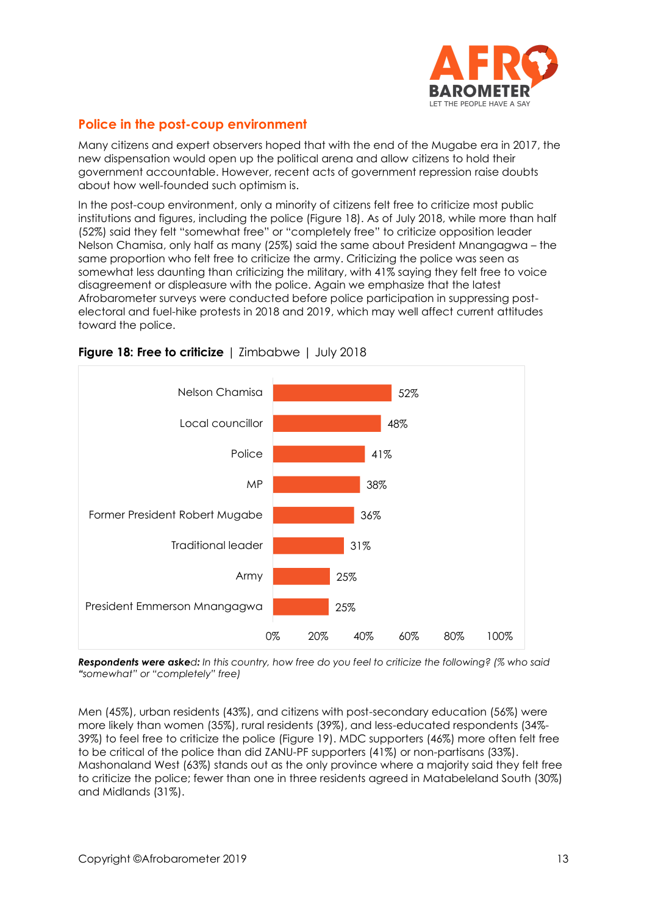## Police in the post-coup environment

Many citizens and expert observers hoped that with the end of the Mugabe era in 2017, the new dispensation would open up the political arena and allow citizens to hold their government accountable. However, recent acts of government repression raise doubts about how well-founded such optimism is.

In the post-coup environment, only a minority of citizens felt free to criticize most public institutions and figures, including the police (Figure 18). As of July 2018, while more than half (52%) said they felt "somewhat free" or "completely free" to criticize opposition leader Nelson Chamisa, only half as many (25%) said the same about President Mnangagwa – the same proportion who felt free to criticize the army. Criticizing the police was seen as somewhat less daunting than criticizing the military, with 41% saying they felt free to voice disagreement or displeasure with the police. Again we emphasize that the latest Afrobarometer surveys were conducted before police participation in suppressing post-electoral and fuel-hike protests in 2018 and 2019, which may well affect current attitudes toward the police.

**Figure 18: Free to criticize** | Zimbabwe | July 2018

| | % |
|---|---|
| Nelson Chamisa | 52% |
| Local councillor | 48% |
| Police | 41% |
| MP | 38% |
| Former President Robert Mugabe | 36% |
| Traditional leader | 31% |
| Army | 25% |
| President Emmerson Mnangagwa | 25% |

***Respondents were asked:*** *In this country, how free do you feel to criticize the following? (% who said "somewhat" or "completely" free)*

Men (45%), urban residents (43%), and citizens with post-secondary education (56%) were more likely than women (35%), rural residents (39%), and less-educated respondents (34%-39%) to feel free to criticize the police (Figure 19). MDC supporters (46%) more often felt free to be critical of the police than did ZANU-PF supporters (41%) or non-partisans (33%). Mashonaland West (63%) stands out as the only province where a majority said they felt free to criticize the police; fewer than one in three residents agreed in Matabeleland South (30%) and Midlands (31%).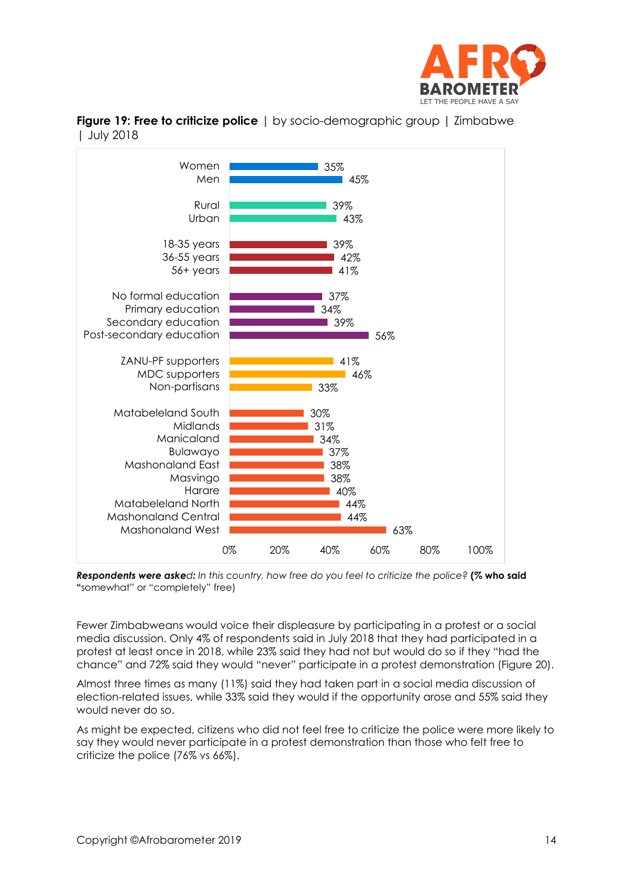**Figure 19: Free to criticize police** | by socio-demographic group | Zimbabwe | July 2018

| Group | % |
|---|---|
| Women | 35% |
| Men | 45% |
| Rural | 39% |
| Urban | 43% |
| 18-35 years | 39% |
| 36-55 years | 42% |
| 56+ years | 41% |
| No formal education | 37% |
| Primary education | 34% |
| Secondary education | 39% |
| Post-secondary education | 56% |
| ZANU-PF supporters | 41% |
| MDC supporters | 46% |
| Non-partisans | 33% |
| Matabeleland South | 30% |
| Midlands | 31% |
| Manicaland | 34% |
| Bulawayo | 37% |
| Mashonaland East | 38% |
| Masvingo | 38% |
| Harare | 40% |
| Matabeleland North | 44% |
| Mashonaland Central | 44% |
| Mashonaland West | 63% |

***Respondents were asked:*** *In this country, how free do you feel to criticize the police?* **(% who said** "somewhat" or "completely" free)

Fewer Zimbabweans would voice their displeasure by participating in a protest or a social media discussion. Only 4% of respondents said in July 2018 that they had participated in a protest at least once in 2018, while 23% said they had not but would do so if they "had the chance" and 72% said they would "never" participate in a protest demonstration (Figure 20).

Almost three times as many (11%) said they had taken part in a social media discussion of election-related issues, while 33% said they would if the opportunity arose and 55% said they would never do so.

As might be expected, citizens who did not feel free to criticize the police were more likely to say they would never participate in a protest demonstration than those who felt free to criticize the police (76% vs 66%).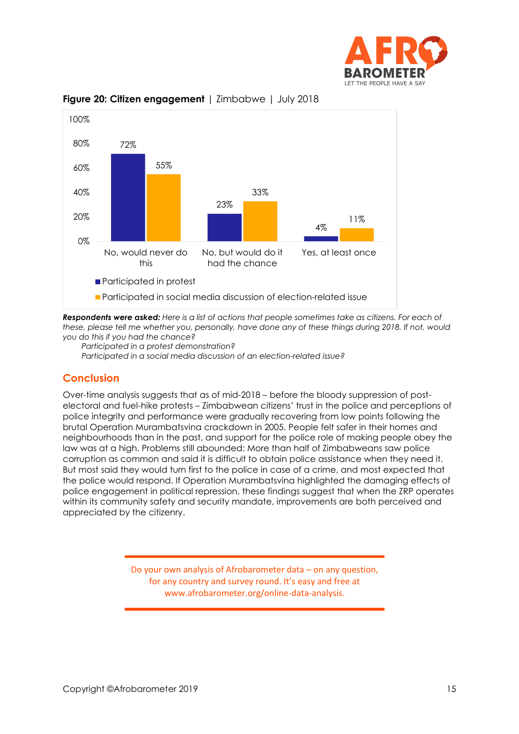**Figure 20: Citizen engagement** | Zimbabwe | July 2018

| | No, would never do this | No, but would do it had the chance | Yes, at least once |
|---|---|---|---|
| Participated in protest | 72% | 23% | 4% |
| Participated in social media discussion of election-related issue | 55% | 33% | 11% |

***Respondents were asked:*** *Here is a list of actions that people sometimes take as citizens. For each of these, please tell me whether you, personally, have done any of these things during 2018. If not, would you do this if you had the chance?*

*Participated in a protest demonstration?*

*Participated in a social media discussion of an election-related issue?*

## Conclusion

Over-time analysis suggests that as of mid-2018 – before the bloody suppression of post-electoral and fuel-hike protests – Zimbabwean citizens' trust in the police and perceptions of police integrity and performance were gradually recovering from low points following the brutal Operation Murambatsvina crackdown in 2005. People felt safer in their homes and neighbourhoods than in the past, and support for the police role of making people obey the law was at a high. Problems still abounded: More than half of Zimbabweans saw police corruption as common and said it is difficult to obtain police assistance when they need it. But most said they would turn first to the police in case of a crime, and most expected that the police would respond. If Operation Murambatsvina highlighted the damaging effects of police engagement in political repression, these findings suggest that when the ZRP operates within its community safety and security mandate, improvements are both perceived and appreciated by the citizenry.

Do your own analysis of Afrobarometer data – on any question, for any country and survey round. It's easy and free at www.afrobarometer.org/online-data-analysis.

Copyright ©Afrobarometer 2019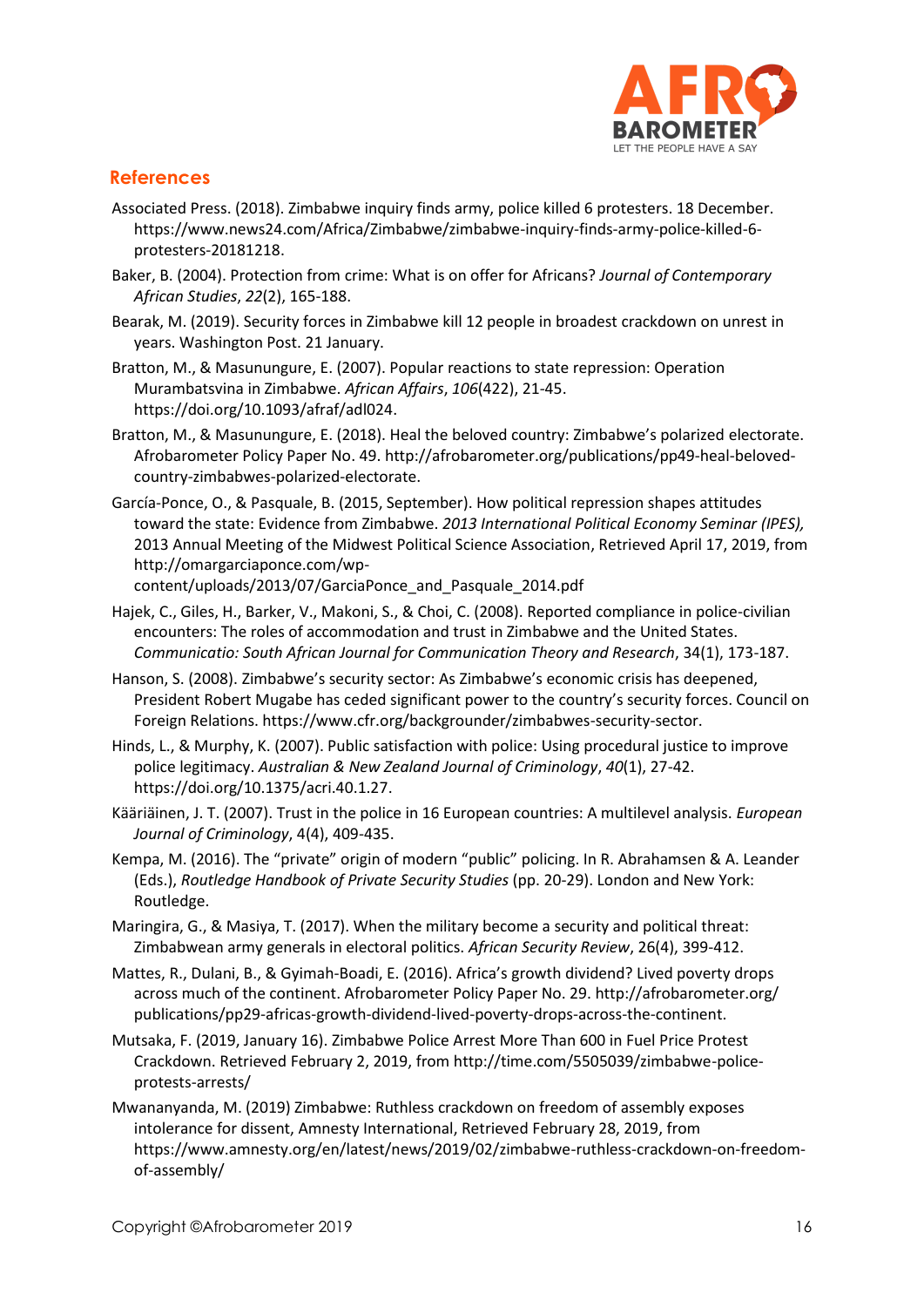## References

Associated Press. (2018). Zimbabwe inquiry finds army, police killed 6 protesters. 18 December. https://www.news24.com/Africa/Zimbabwe/zimbabwe-inquiry-finds-army-police-killed-6-protesters-20181218.

Baker, B. (2004). Protection from crime: What is on offer for Africans? *Journal of Contemporary African Studies*, *22*(2), 165-188.

Bearak, M. (2019). Security forces in Zimbabwe kill 12 people in broadest crackdown on unrest in years. Washington Post. 21 January.

Bratton, M., & Masunungure, E. (2007). Popular reactions to state repression: Operation Murambatsvina in Zimbabwe. *African Affairs*, *106*(422), 21-45. https://doi.org/10.1093/afraf/adl024.

Bratton, M., & Masunungure, E. (2018). Heal the beloved country: Zimbabwe's polarized electorate. Afrobarometer Policy Paper No. 49. http://afrobarometer.org/publications/pp49-heal-beloved-country-zimbabwes-polarized-electorate.

García-Ponce, O., & Pasquale, B. (2015, September). How political repression shapes attitudes toward the state: Evidence from Zimbabwe. *2013 International Political Economy Seminar (IPES),* 2013 Annual Meeting of the Midwest Political Science Association, Retrieved April 17, 2019, from http://omargarciaponce.com/wp-content/uploads/2013/07/GarciaPonce_and_Pasquale_2014.pdf

Hajek, C., Giles, H., Barker, V., Makoni, S., & Choi, C. (2008). Reported compliance in police-civilian encounters: The roles of accommodation and trust in Zimbabwe and the United States. *Communicatio: South African Journal for Communication Theory and Research*, 34(1), 173-187.

Hanson, S. (2008). Zimbabwe's security sector: As Zimbabwe's economic crisis has deepened, President Robert Mugabe has ceded significant power to the country's security forces. Council on Foreign Relations. https://www.cfr.org/backgrounder/zimbabwes-security-sector.

Hinds, L., & Murphy, K. (2007). Public satisfaction with police: Using procedural justice to improve police legitimacy. *Australian & New Zealand Journal of Criminology*, *40*(1), 27-42. https://doi.org/10.1375/acri.40.1.27.

Kääriäinen, J. T. (2007). Trust in the police in 16 European countries: A multilevel analysis. *European Journal of Criminology*, 4(4), 409-435.

Kempa, M. (2016). The "private" origin of modern "public" policing. In R. Abrahamsen & A. Leander (Eds.), *Routledge Handbook of Private Security Studies* (pp. 20-29). London and New York: Routledge.

Maringira, G., & Masiya, T. (2017). When the military become a security and political threat: Zimbabwean army generals in electoral politics. *African Security Review*, 26(4), 399-412.

Mattes, R., Dulani, B., & Gyimah-Boadi, E. (2016). Africa's growth dividend? Lived poverty drops across much of the continent. Afrobarometer Policy Paper No. 29. http://afrobarometer.org/publications/pp29-africas-growth-dividend-lived-poverty-drops-across-the-continent.

Mutsaka, F. (2019, January 16). Zimbabwe Police Arrest More Than 600 in Fuel Price Protest Crackdown. Retrieved February 2, 2019, from http://time.com/5505039/zimbabwe-police-protests-arrests/

Mwananyanda, M. (2019) Zimbabwe: Ruthless crackdown on freedom of assembly exposes intolerance for dissent, Amnesty International, Retrieved February 28, 2019, from https://www.amnesty.org/en/latest/news/2019/02/zimbabwe-ruthless-crackdown-on-freedom-of-assembly/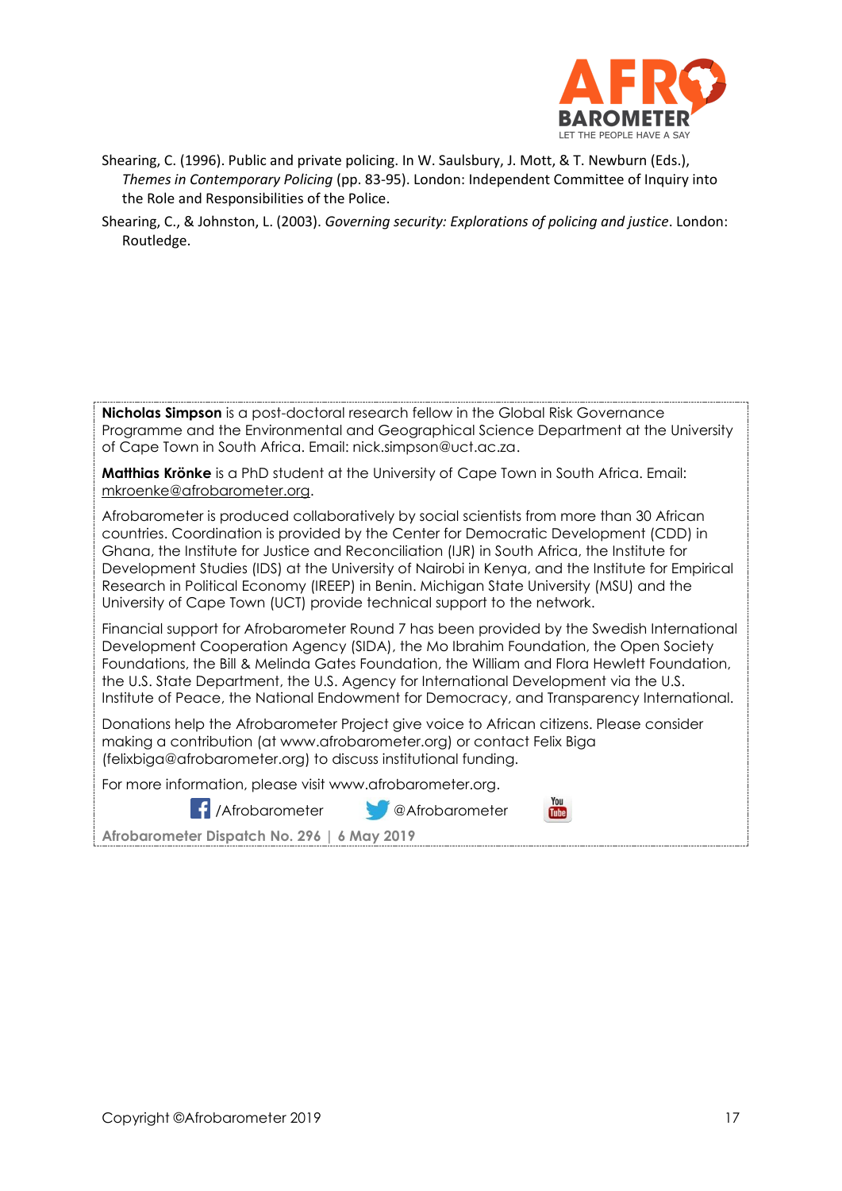Shearing, C. (1996). Public and private policing. In W. Saulsbury, J. Mott, & T. Newburn (Eds.), *Themes in Contemporary Policing* (pp. 83-95). London: Independent Committee of Inquiry into the Role and Responsibilities of the Police.

Shearing, C., & Johnston, L. (2003). *Governing security: Explorations of policing and justice*. London: Routledge.

**Nicholas Simpson** is a post-doctoral research fellow in the Global Risk Governance Programme and the Environmental and Geographical Science Department at the University of Cape Town in South Africa. Email: nick.simpson@uct.ac.za.

**Matthias Krönke** is a PhD student at the University of Cape Town in South Africa. Email: mkroenke@afrobarometer.org.

Afrobarometer is produced collaboratively by social scientists from more than 30 African countries. Coordination is provided by the Center for Democratic Development (CDD) in Ghana, the Institute for Justice and Reconciliation (IJR) in South Africa, the Institute for Development Studies (IDS) at the University of Nairobi in Kenya, and the Institute for Empirical Research in Political Economy (IREEP) in Benin. Michigan State University (MSU) and the University of Cape Town (UCT) provide technical support to the network.

Financial support for Afrobarometer Round 7 has been provided by the Swedish International Development Cooperation Agency (SIDA), the Mo Ibrahim Foundation, the Open Society Foundations, the Bill & Melinda Gates Foundation, the William and Flora Hewlett Foundation, the U.S. State Department, the U.S. Agency for International Development via the U.S. Institute of Peace, the National Endowment for Democracy, and Transparency International.

Donations help the Afrobarometer Project give voice to African citizens. Please consider making a contribution (at www.afrobarometer.org) or contact Felix Biga (felixbiga@afrobarometer.org) to discuss institutional funding.

For more information, please visit www.afrobarometer.org.

/Afrobarometer @Afrobarometer

**Afrobarometer Dispatch No. 296 | 6 May 2019**

Copyright ©Afrobarometer 2019